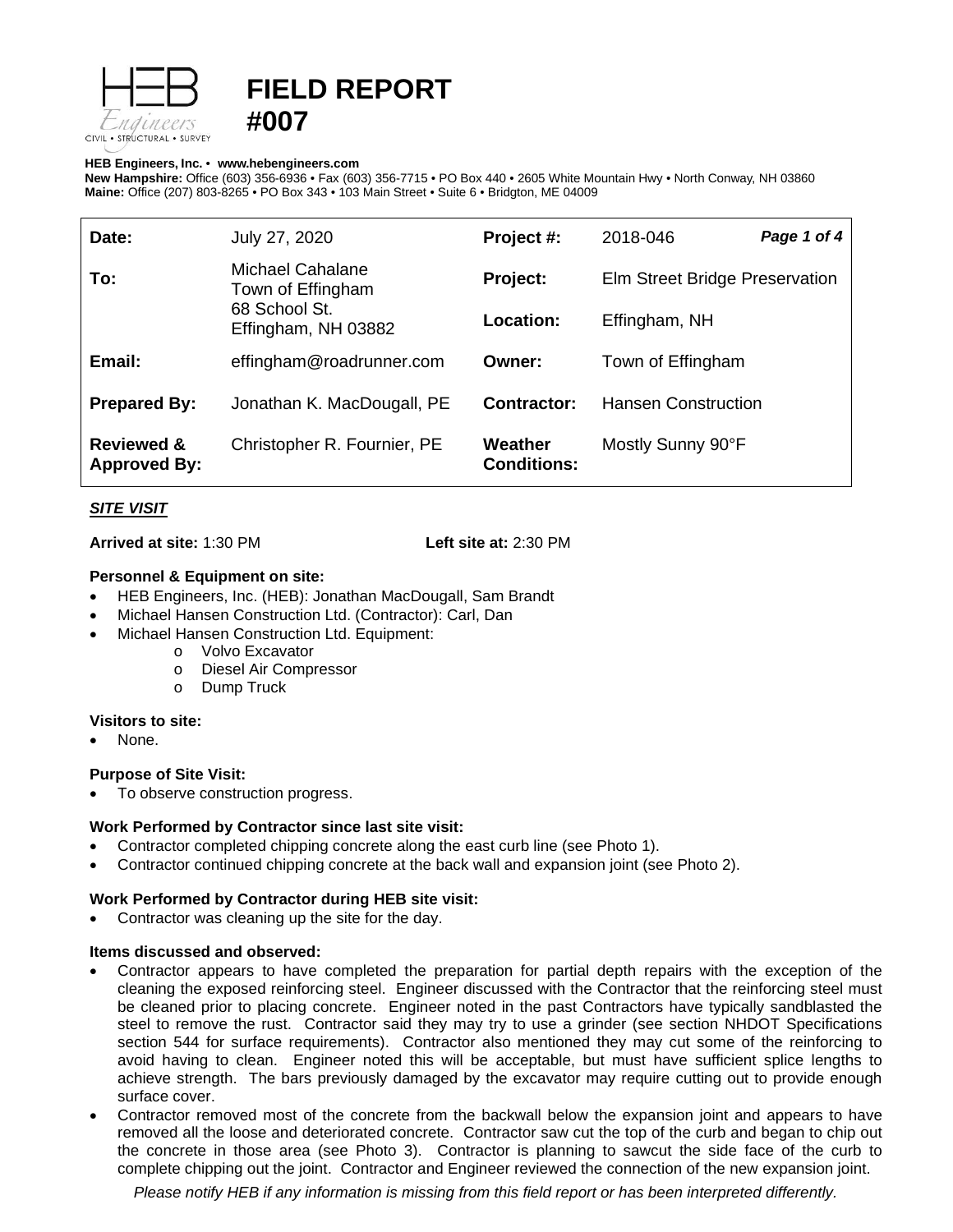# FIELD REPORT #007

**HEB Engineers, Inc.** • **www.hebengineers.com**
**New Hampshire:** Office (603) 356-6936 • Fax (603) 356-7715 • PO Box 440 • 2605 White Mountain Hwy • North Conway, NH 03860
**Maine:** Office (207) 803-8265 • PO Box 343 • 103 Main Street • Suite 6 • Bridgton, ME 04009

| | | | |
|---|---|---|---|
| **Date:** | July 27, 2020 | **Project #:** | 2018-046 |
| **To:** | Michael Cahalane<br>Town of Effingham<br>68 School St.<br>Effingham, NH 03882 | **Project:** | Elm Street Bridge Preservation |
| | | **Location:** | Effingham, NH |
| **Email:** | effingham@roadrunner.com | **Owner:** | Town of Effingham |
| **Prepared By:** | Jonathan K. MacDougall, PE | **Contractor:** | Hansen Construction |
| **Reviewed & Approved By:** | Christopher R. Fournier, PE | **Weather Conditions:** | Mostly Sunny 90°F |

***SITE VISIT***

**Arrived at site:** 1:30 PM **Left site at:** 2:30 PM

**Personnel & Equipment on site:**

- HEB Engineers, Inc. (HEB): Jonathan MacDougall, Sam Brandt
- Michael Hansen Construction Ltd. (Contractor): Carl, Dan
- Michael Hansen Construction Ltd. Equipment:
  - Volvo Excavator
  - Diesel Air Compressor
  - Dump Truck

**Visitors to site:**

- None.

**Purpose of Site Visit:**

- To observe construction progress.

**Work Performed by Contractor since last site visit:**

- Contractor completed chipping concrete along the east curb line (see Photo 1).
- Contractor continued chipping concrete at the back wall and expansion joint (see Photo 2).

**Work Performed by Contractor during HEB site visit:**

- Contractor was cleaning up the site for the day.

**Items discussed and observed:**

- Contractor appears to have completed the preparation for partial depth repairs with the exception of the cleaning the exposed reinforcing steel. Engineer discussed with the Contractor that the reinforcing steel must be cleaned prior to placing concrete. Engineer noted in the past Contractors have typically sandblasted the steel to remove the rust. Contractor said they may try to use a grinder (see section NHDOT Specifications section 544 for surface requirements). Contractor also mentioned they may cut some of the reinforcing to avoid having to clean. Engineer noted this will be acceptable, but must have sufficient splice lengths to achieve strength. The bars previously damaged by the excavator may require cutting out to provide enough surface cover.
- Contractor removed most of the concrete from the backwall below the expansion joint and appears to have removed all the loose and deteriorated concrete. Contractor saw cut the top of the curb and began to chip out the concrete in those area (see Photo 3). Contractor is planning to sawcut the side face of the curb to complete chipping out the joint. Contractor and Engineer reviewed the connection of the new expansion joint.

*Please notify HEB if any information is missing from this field report or has been interpreted differently.*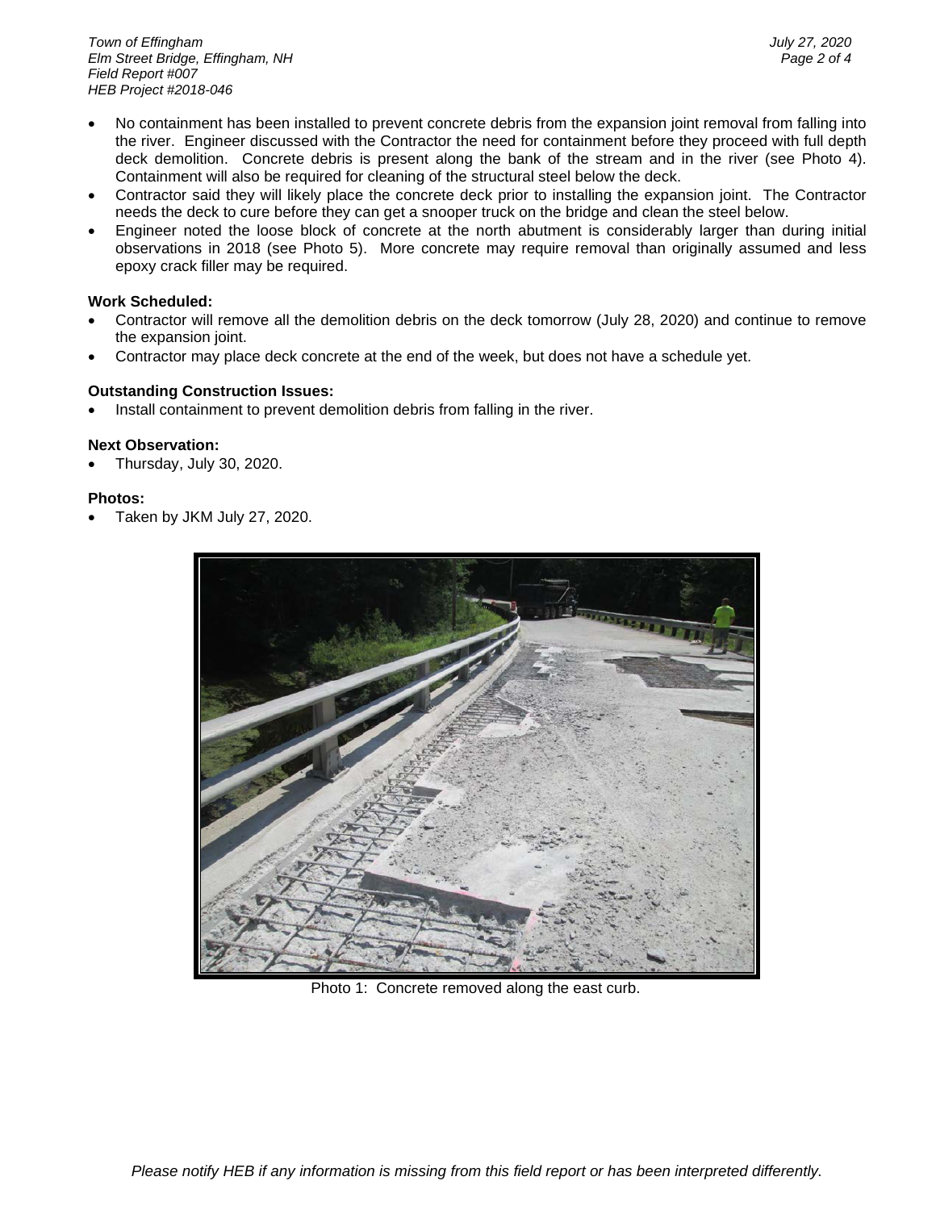- No containment has been installed to prevent concrete debris from the expansion joint removal from falling into the river. Engineer discussed with the Contractor the need for containment before they proceed with full depth deck demolition. Concrete debris is present along the bank of the stream and in the river (see Photo 4). Containment will also be required for cleaning of the structural steel below the deck.
- Contractor said they will likely place the concrete deck prior to installing the expansion joint. The Contractor needs the deck to cure before they can get a snooper truck on the bridge and clean the steel below.
- Engineer noted the loose block of concrete at the north abutment is considerably larger than during initial observations in 2018 (see Photo 5). More concrete may require removal than originally assumed and less epoxy crack filler may be required.

**Work Scheduled:**

- Contractor will remove all the demolition debris on the deck tomorrow (July 28, 2020) and continue to remove the expansion joint.
- Contractor may place deck concrete at the end of the week, but does not have a schedule yet.

**Outstanding Construction Issues:**

- Install containment to prevent demolition debris from falling in the river.

**Next Observation:**

- Thursday, July 30, 2020.

**Photos:**

- Taken by JKM July 27, 2020.

Photo 1: Concrete removed along the east curb.

*Please notify HEB if any information is missing from this field report or has been interpreted differently.*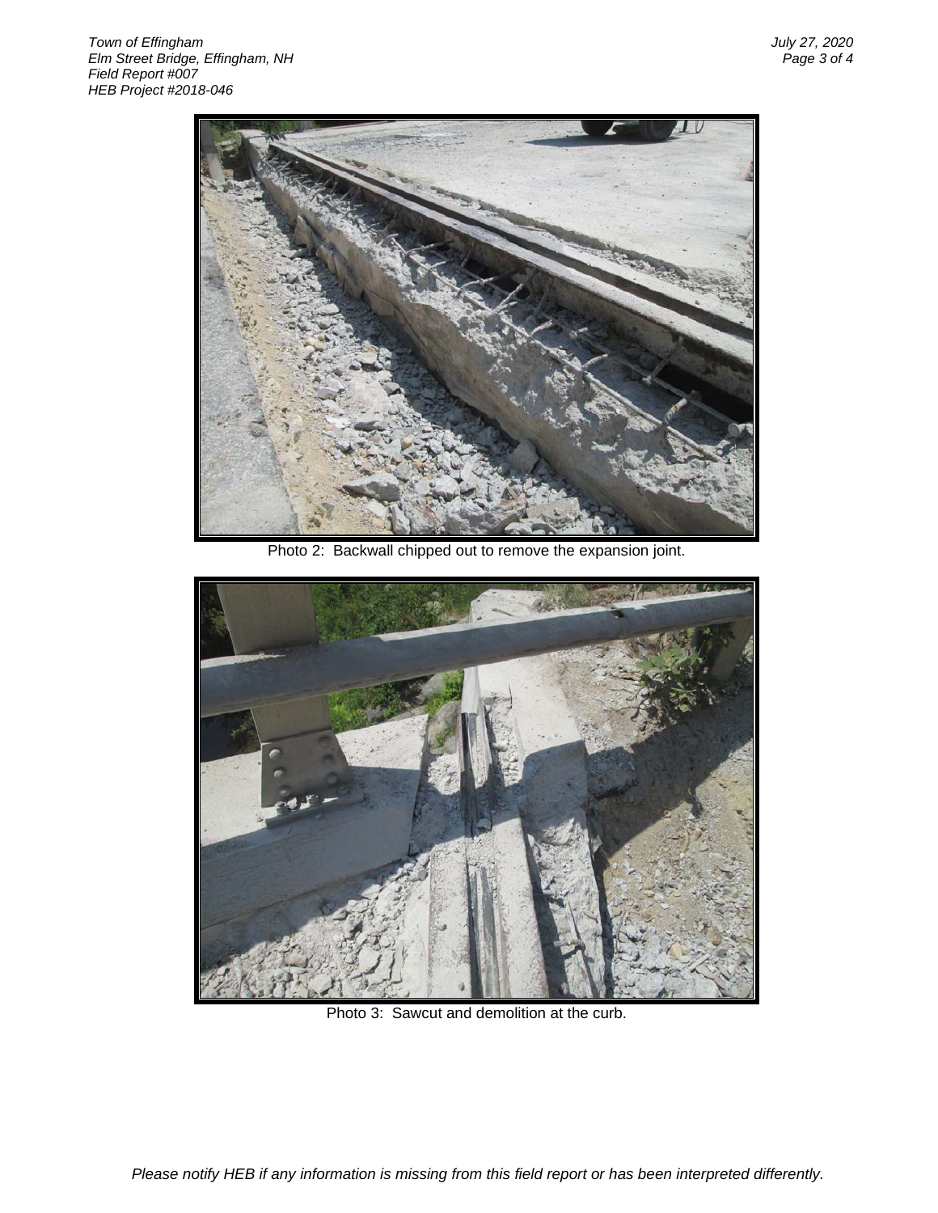Photo 2: Backwall chipped out to remove the expansion joint.

Photo 3: Sawcut and demolition at the curb.

*Please notify HEB if any information is missing from this field report or has been interpreted differently.*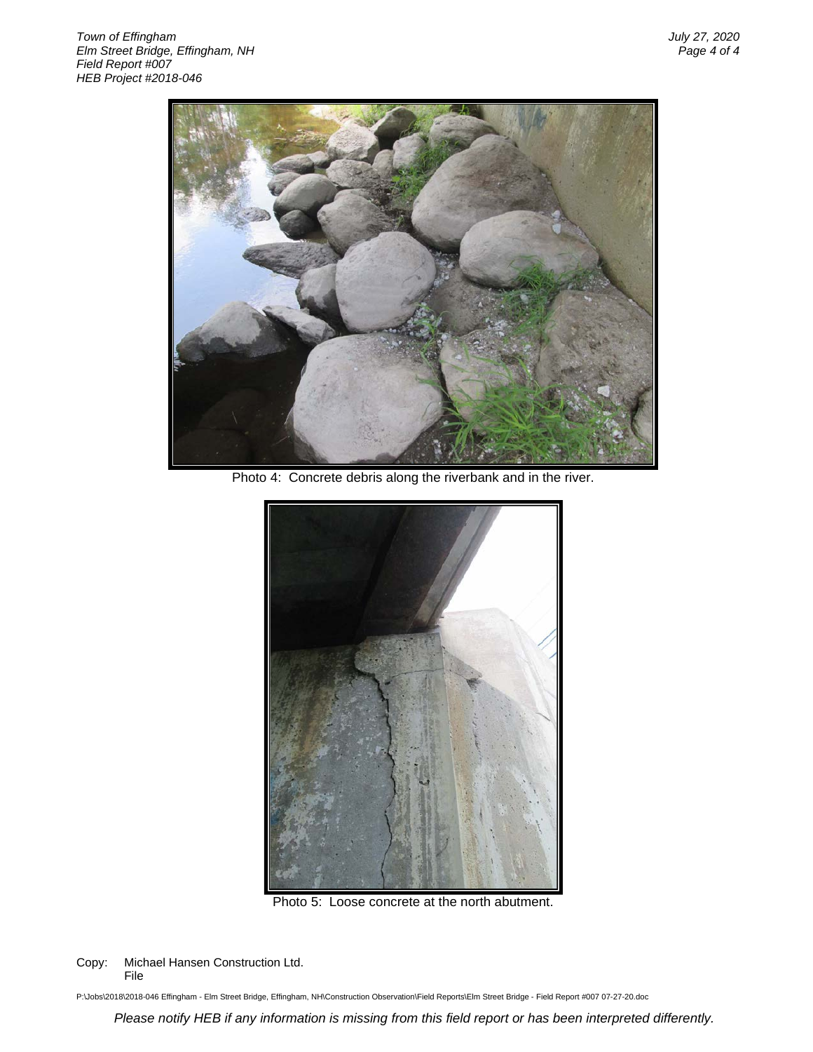Photo 4: Concrete debris along the riverbank and in the river.

Photo 5: Loose concrete at the north abutment.

Copy: Michael Hansen Construction Ltd.
File

P:\Jobs\2018\2018-046 Effingham - Elm Street Bridge, Effingham, NH\Construction Observation\Field Reports\Elm Street Bridge - Field Report #007 07-27-20.doc

*Please notify HEB if any information is missing from this field report or has been interpreted differently.*